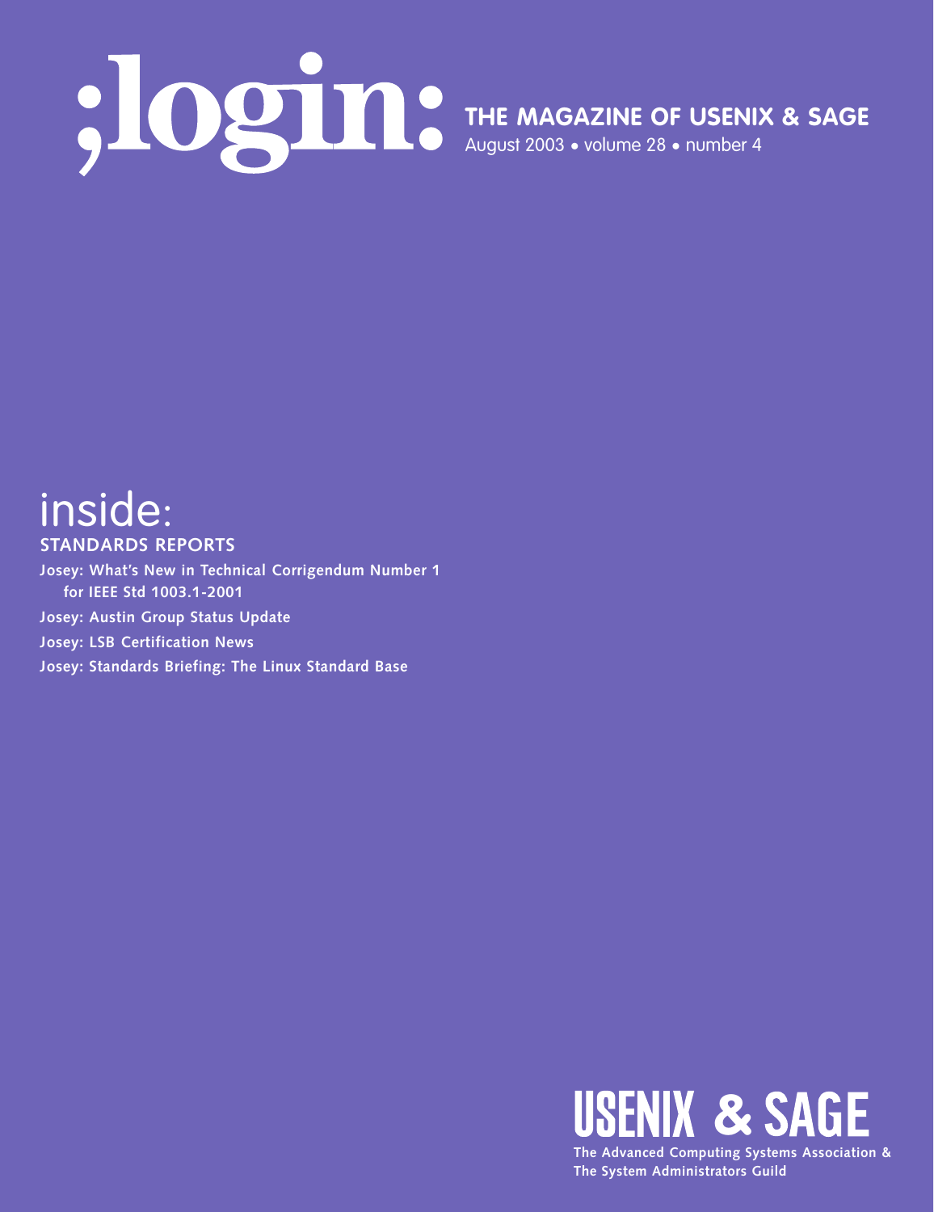# ;login:

**THE MAGAZINE OF USENIX & SAGE**

August 2003 • volume 28 • number 4

## inside:

**STANDARDS REPORTS**

**Josey: What's New in Technical Corrigendum Number 1 for IEEE Std 1003.1-2001**

**Josey: Austin Group Status Update**

**Josey: LSB Certification News**

**Josey: Standards Briefing: The Linux Standard Base**

**USENIX & SAGE**

**The Advanced Computing Systems Association & The System Administrators Guild**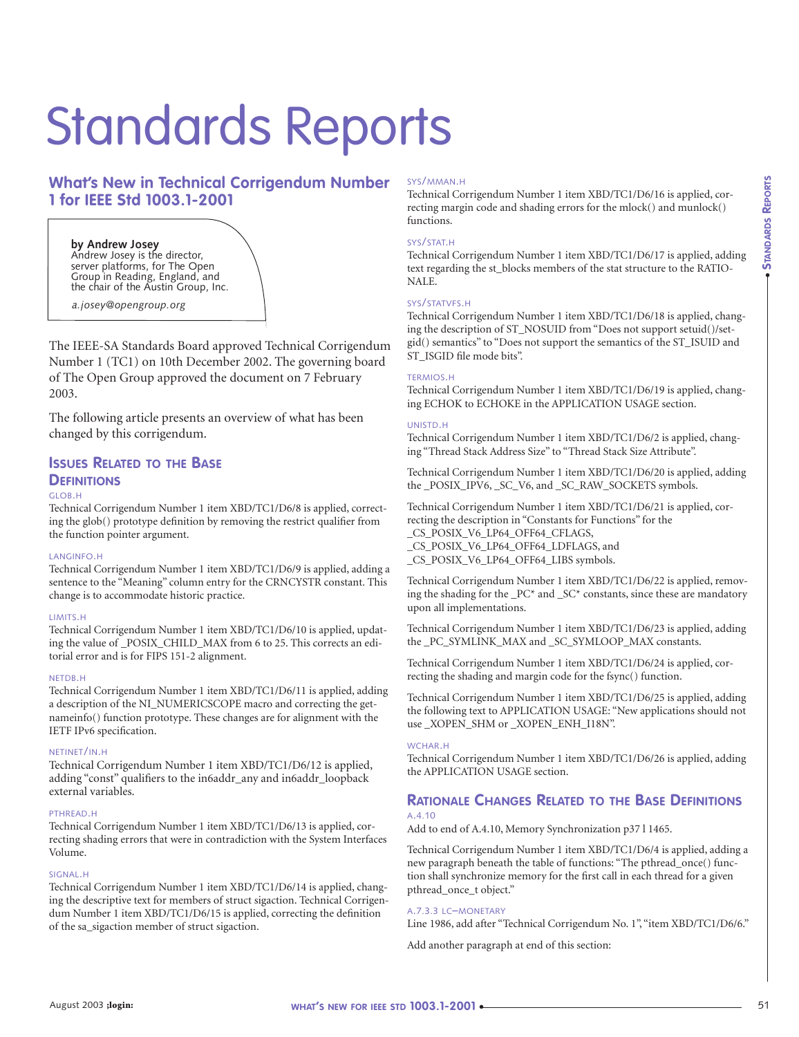# Standards Reports

## What's New in Technical Corrigendum Number 1 for IEEE Std 1003.1-2001

**by Andrew Josey**

Andrew Josey is the director, server platforms, for The Open Group in Reading, England, and the chair of the Austin Group, Inc.

*a.josey@opengroup.org*

The IEEE-SA Standards Board approved Technical Corrigendum Number 1 (TC1) on 10th December 2002. The governing board of The Open Group approved the document on 7 February 2003.

The following article presents an overview of what has been changed by this corrigendum.

### Issues Related to the Base Definitions

#### GLOB.H

Technical Corrigendum Number 1 item XBD/TC1/D6/8 is applied, correcting the glob() prototype definition by removing the restrict qualifier from the function pointer argument.

#### LANGINFO.H

Technical Corrigendum Number 1 item XBD/TC1/D6/9 is applied, adding a sentence to the "Meaning" column entry for the CRNCYSTR constant. This change is to accommodate historic practice.

#### LIMITS.H

Technical Corrigendum Number 1 item XBD/TC1/D6/10 is applied, updating the value of _POSIX_CHILD_MAX from 6 to 25. This corrects an editorial error and is for FIPS 151-2 alignment.

#### NETDB.H

Technical Corrigendum Number 1 item XBD/TC1/D6/11 is applied, adding a description of the NI_NUMERICSCOPE macro and correcting the getnameinfo() function prototype. These changes are for alignment with the IETF IPv6 specification.

#### NETINET/IN.H

Technical Corrigendum Number 1 item XBD/TC1/D6/12 is applied, adding "const" qualifiers to the in6addr_any and in6addr_loopback external variables.

#### PTHREAD.H

Technical Corrigendum Number 1 item XBD/TC1/D6/13 is applied, correcting shading errors that were in contradiction with the System Interfaces Volume.

#### SIGNAL.H

Technical Corrigendum Number 1 item XBD/TC1/D6/14 is applied, changing the descriptive text for members of struct sigaction. Technical Corrigendum Number 1 item XBD/TC1/D6/15 is applied, correcting the definition of the sa_sigaction member of struct sigaction.

#### SYS/MMAN.H

Technical Corrigendum Number 1 item XBD/TC1/D6/16 is applied, correcting margin code and shading errors for the mlock() and munlock() functions.

#### SYS/STAT.H

Technical Corrigendum Number 1 item XBD/TC1/D6/17 is applied, adding text regarding the st_blocks members of the stat structure to the RATIONALE.

#### SYS/STATVFS.H

Technical Corrigendum Number 1 item XBD/TC1/D6/18 is applied, changing the description of ST_NOSUID from "Does not support setuid()/setgid() semantics" to "Does not support the semantics of the ST_ISUID and ST_ISGID file mode bits".

#### TERMIOS.H

Technical Corrigendum Number 1 item XBD/TC1/D6/19 is applied, changing ECHOK to ECHOKE in the APPLICATION USAGE section.

#### UNISTD.H

Technical Corrigendum Number 1 item XBD/TC1/D6/2 is applied, changing "Thread Stack Address Size" to "Thread Stack Size Attribute".

Technical Corrigendum Number 1 item XBD/TC1/D6/20 is applied, adding the _POSIX_IPV6, _SC_V6, and _SC_RAW_SOCKETS symbols.

Technical Corrigendum Number 1 item XBD/TC1/D6/21 is applied, correcting the description in "Constants for Functions" for the _CS_POSIX_V6_LP64_OFF64_CFLAGS, _CS_POSIX_V6_LP64_OFF64_LDFLAGS, and _CS_POSIX_V6_LP64_OFF64_LIBS symbols.

Technical Corrigendum Number 1 item XBD/TC1/D6/22 is applied, removing the shading for the _PC* and _SC* constants, since these are mandatory upon all implementations.

Technical Corrigendum Number 1 item XBD/TC1/D6/23 is applied, adding the _PC_SYMLINK_MAX and _SC_SYMLOOP_MAX constants.

Technical Corrigendum Number 1 item XBD/TC1/D6/24 is applied, correcting the shading and margin code for the fsync() function.

Technical Corrigendum Number 1 item XBD/TC1/D6/25 is applied, adding the following text to APPLICATION USAGE: "New applications should not use _XOPEN_SHM or _XOPEN_ENH_I18N".

#### WCHAR.H

Technical Corrigendum Number 1 item XBD/TC1/D6/26 is applied, adding the APPLICATION USAGE section.

### Rationale Changes Related to the Base Definitions

#### A.4.10

Add to end of A.4.10, Memory Synchronization p371 l 1465.

Technical Corrigendum Number 1 item XBD/TC1/D6/4 is applied, adding a new paragraph beneath the table of functions: "The pthread_once() function shall synchronize memory for the first call in each thread for a given pthread_once_t object."

#### A.7.3.3 LC–MONETARY

Line 1986, add after "Technical Corrigendum No. 1", "item XBD/TC1/D6/6."

Add another paragraph at end of this section: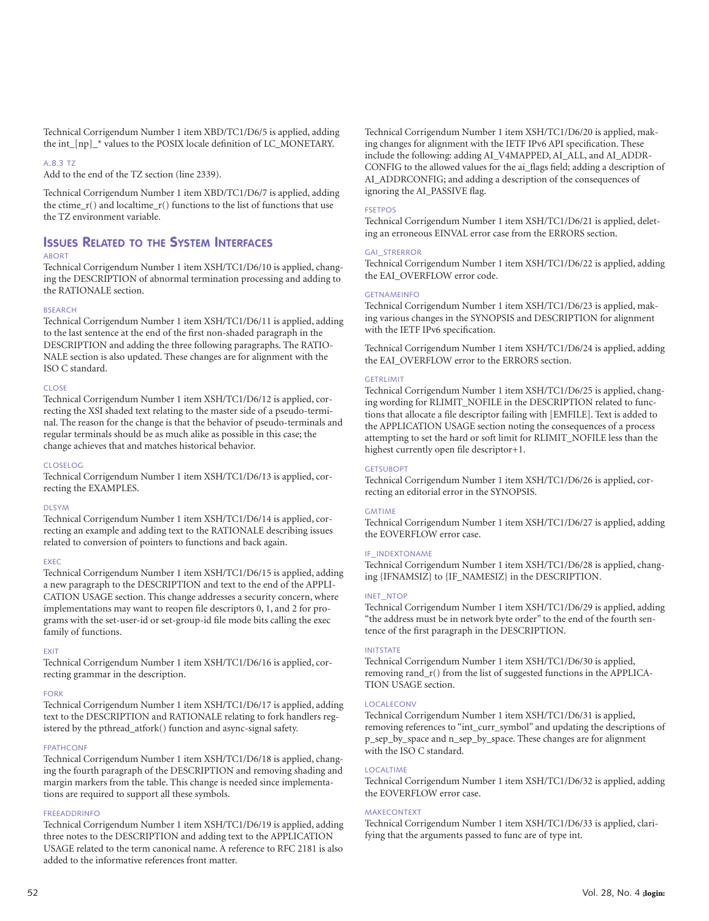Technical Corrigendum Number 1 item XBD/TC1/D6/5 is applied, adding the int_[np]_* values to the POSIX locale definition of LC_MONETARY.

#### A.8.3 TZ

Add to the end of the TZ section (line 2339).

Technical Corrigendum Number 1 item XBD/TC1/D6/7 is applied, adding the ctime_r() and localtime_r() functions to the list of functions that use the TZ environment variable.

## Issues Related to the System Interfaces

#### ABORT

Technical Corrigendum Number 1 item XSH/TC1/D6/10 is applied, changing the DESCRIPTION of abnormal termination processing and adding to the RATIONALE section.

#### BSEARCH

Technical Corrigendum Number 1 item XSH/TC1/D6/11 is applied, adding to the last sentence at the end of the first non-shaded paragraph in the DESCRIPTION and adding the three following paragraphs. The RATIONALE section is also updated. These changes are for alignment with the ISO C standard.

#### CLOSE

Technical Corrigendum Number 1 item XSH/TC1/D6/12 is applied, correcting the XSI shaded text relating to the master side of a pseudo-terminal. The reason for the change is that the behavior of pseudo-terminals and regular terminals should be as much alike as possible in this case; the change achieves that and matches historical behavior.

#### CLOSELOG

Technical Corrigendum Number 1 item XSH/TC1/D6/13 is applied, correcting the EXAMPLES.

#### DLSYM

Technical Corrigendum Number 1 item XSH/TC1/D6/14 is applied, correcting an example and adding text to the RATIONALE describing issues related to conversion of pointers to functions and back again.

#### EXEC

Technical Corrigendum Number 1 item XSH/TC1/D6/15 is applied, adding a new paragraph to the DESCRIPTION and text to the end of the APPLICATION USAGE section. This change addresses a security concern, where implementations may want to reopen file descriptors 0, 1, and 2 for programs with the set-user-id or set-group-id file mode bits calling the exec family of functions.

#### EXIT

Technical Corrigendum Number 1 item XSH/TC1/D6/16 is applied, correcting grammar in the description.

#### FORK

Technical Corrigendum Number 1 item XSH/TC1/D6/17 is applied, adding text to the DESCRIPTION and RATIONALE relating to fork handlers registered by the pthread_atfork() function and async-signal safety.

#### FPATHCONF

Technical Corrigendum Number 1 item XSH/TC1/D6/18 is applied, changing the fourth paragraph of the DESCRIPTION and removing shading and margin markers from the table. This change is needed since implementations are required to support all these symbols.

#### FREEADDRINFO

Technical Corrigendum Number 1 item XSH/TC1/D6/19 is applied, adding three notes to the DESCRIPTION and adding text to the APPLICATION USAGE related to the term canonical name. A reference to RFC 2181 is also added to the informative references front matter.

Technical Corrigendum Number 1 item XSH/TC1/D6/20 is applied, making changes for alignment with the IETF IPv6 API specification. These include the following: adding AI_V4MAPPED, AI_ALL, and AI_ADDRCONFIG to the allowed values for the ai_flags field; adding a description of AI_ADDRCONFIG; and adding a description of the consequences of ignoring the AI_PASSIVE flag.

#### FSETPOS

Technical Corrigendum Number 1 item XSH/TC1/D6/21 is applied, deleting an erroneous EINVAL error case from the ERRORS section.

#### GAI_STRERROR

Technical Corrigendum Number 1 item XSH/TC1/D6/22 is applied, adding the EAI_OVERFLOW error code.

#### GETNAMEINFO

Technical Corrigendum Number 1 item XSH/TC1/D6/23 is applied, making various changes in the SYNOPSIS and DESCRIPTION for alignment with the IETF IPv6 specification.

Technical Corrigendum Number 1 item XSH/TC1/D6/24 is applied, adding the EAI_OVERFLOW error to the ERRORS section.

#### GETRLIMIT

Technical Corrigendum Number 1 item XSH/TC1/D6/25 is applied, changing wording for RLIMIT_NOFILE in the DESCRIPTION related to functions that allocate a file descriptor failing with [EMFILE]. Text is added to the APPLICATION USAGE section noting the consequences of a process attempting to set the hard or soft limit for RLIMIT_NOFILE less than the highest currently open file descriptor+1.

#### GETSUBOPT

Technical Corrigendum Number 1 item XSH/TC1/D6/26 is applied, correcting an editorial error in the SYNOPSIS.

#### GMTIME

Technical Corrigendum Number 1 item XSH/TC1/D6/27 is applied, adding the EOVERFLOW error case.

#### IF_INDEXTONAME

Technical Corrigendum Number 1 item XSH/TC1/D6/28 is applied, changing {IFNAMSIZ} to {IF_NAMESIZ} in the DESCRIPTION.

#### INET_NTOP

Technical Corrigendum Number 1 item XSH/TC1/D6/29 is applied, adding "the address must be in network byte order" to the end of the fourth sentence of the first paragraph in the DESCRIPTION.

#### INITSTATE

Technical Corrigendum Number 1 item XSH/TC1/D6/30 is applied, removing rand_r() from the list of suggested functions in the APPLICATION USAGE section.

#### LOCALECONV

Technical Corrigendum Number 1 item XSH/TC1/D6/31 is applied, removing references to "int_curr_symbol" and updating the descriptions of p_sep_by_space and n_sep_by_space. These changes are for alignment with the ISO C standard.

#### LOCALTIME

Technical Corrigendum Number 1 item XSH/TC1/D6/32 is applied, adding the EOVERFLOW error case.

#### MAKECONTEXT

Technical Corrigendum Number 1 item XSH/TC1/D6/33 is applied, clarifying that the arguments passed to func are of type int.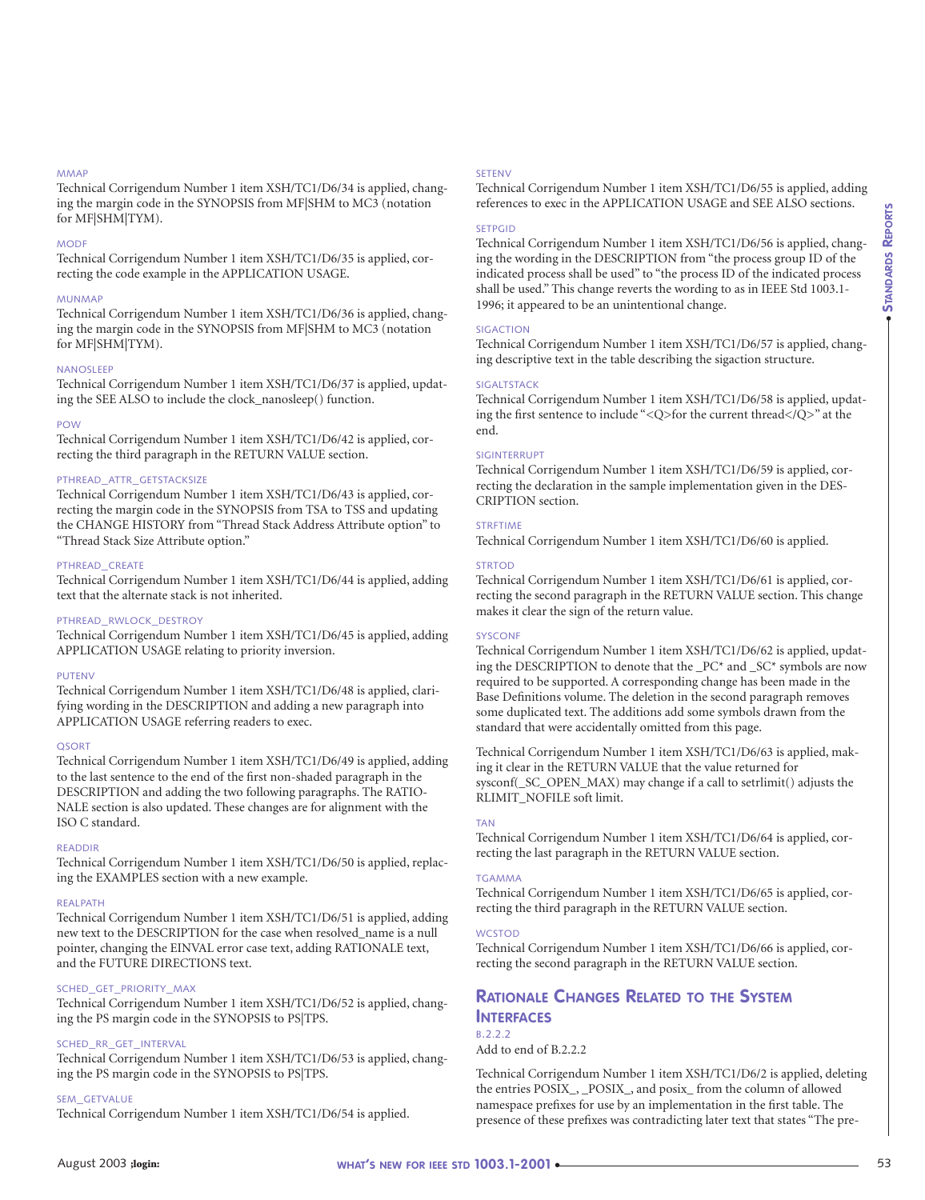#### MMAP

Technical Corrigendum Number 1 item XSH/TC1/D6/34 is applied, changing the margin code in the SYNOPSIS from MF|SHM to MC3 (notation for MF|SHM|TYM).

#### MODF

Technical Corrigendum Number 1 item XSH/TC1/D6/35 is applied, correcting the code example in the APPLICATION USAGE.

#### MUNMAP

Technical Corrigendum Number 1 item XSH/TC1/D6/36 is applied, changing the margin code in the SYNOPSIS from MF|SHM to MC3 (notation for MF|SHM|TYM).

#### NANOSLEEP

Technical Corrigendum Number 1 item XSH/TC1/D6/37 is applied, updating the SEE ALSO to include the clock_nanosleep() function.

#### POW

Technical Corrigendum Number 1 item XSH/TC1/D6/42 is applied, correcting the third paragraph in the RETURN VALUE section.

#### PTHREAD_ATTR_GETSTACKSIZE

Technical Corrigendum Number 1 item XSH/TC1/D6/43 is applied, correcting the margin code in the SYNOPSIS from TSA to TSS and updating the CHANGE HISTORY from "Thread Stack Address Attribute option" to "Thread Stack Size Attribute option."

#### PTHREAD_CREATE

Technical Corrigendum Number 1 item XSH/TC1/D6/44 is applied, adding text that the alternate stack is not inherited.

#### PTHREAD_RWLOCK_DESTROY

Technical Corrigendum Number 1 item XSH/TC1/D6/45 is applied, adding APPLICATION USAGE relating to priority inversion.

#### PUTENV

Technical Corrigendum Number 1 item XSH/TC1/D6/48 is applied, clarifying wording in the DESCRIPTION and adding a new paragraph into APPLICATION USAGE referring readers to exec.

#### QSORT

Technical Corrigendum Number 1 item XSH/TC1/D6/49 is applied, adding to the last sentence to the end of the first non-shaded paragraph in the DESCRIPTION and adding the two following paragraphs. The RATIONALE section is also updated. These changes are for alignment with the ISO C standard.

#### READDIR

Technical Corrigendum Number 1 item XSH/TC1/D6/50 is applied, replacing the EXAMPLES section with a new example.

#### REALPATH

Technical Corrigendum Number 1 item XSH/TC1/D6/51 is applied, adding new text to the DESCRIPTION for the case when resolved_name is a null pointer, changing the EINVAL error case text, adding RATIONALE text, and the FUTURE DIRECTIONS text.

#### SCHED_GET_PRIORITY_MAX

Technical Corrigendum Number 1 item XSH/TC1/D6/52 is applied, changing the PS margin code in the SYNOPSIS to PS|TPS.

#### SCHED_RR_GET_INTERVAL

Technical Corrigendum Number 1 item XSH/TC1/D6/53 is applied, changing the PS margin code in the SYNOPSIS to PS|TPS.

#### SEM_GETVALUE

Technical Corrigendum Number 1 item XSH/TC1/D6/54 is applied.

#### SETENV

Technical Corrigendum Number 1 item XSH/TC1/D6/55 is applied, adding references to exec in the APPLICATION USAGE and SEE ALSO sections.

#### SETPGID

Technical Corrigendum Number 1 item XSH/TC1/D6/56 is applied, changing the wording in the DESCRIPTION from "the process group ID of the indicated process shall be used" to "the process ID of the indicated process shall be used." This change reverts the wording to as in IEEE Std 1003.1-1996; it appeared to be an unintentional change.

#### SIGACTION

Technical Corrigendum Number 1 item XSH/TC1/D6/57 is applied, changing descriptive text in the table describing the sigaction structure.

#### SIGALTSTACK

Technical Corrigendum Number 1 item XSH/TC1/D6/58 is applied, updating the first sentence to include "<Q>for the current thread</Q>" at the end.

#### SIGINTERRUPT

Technical Corrigendum Number 1 item XSH/TC1/D6/59 is applied, correcting the declaration in the sample implementation given in the DESCRIPTION section.

#### STRFTIME

Technical Corrigendum Number 1 item XSH/TC1/D6/60 is applied.

#### STRTOD

Technical Corrigendum Number 1 item XSH/TC1/D6/61 is applied, correcting the second paragraph in the RETURN VALUE section. This change makes it clear the sign of the return value.

#### SYSCONF

Technical Corrigendum Number 1 item XSH/TC1/D6/62 is applied, updating the DESCRIPTION to denote that the _PC* and _SC* symbols are now required to be supported. A corresponding change has been made in the Base Definitions volume. The deletion in the second paragraph removes some duplicated text. The additions add some symbols drawn from the standard that were accidentally omitted from this page.

Technical Corrigendum Number 1 item XSH/TC1/D6/63 is applied, making it clear in the RETURN VALUE that the value returned for sysconf(_SC_OPEN_MAX) may change if a call to setrlimit() adjusts the RLIMIT_NOFILE soft limit.

#### TAN

Technical Corrigendum Number 1 item XSH/TC1/D6/64 is applied, correcting the last paragraph in the RETURN VALUE section.

#### TGAMMA

Technical Corrigendum Number 1 item XSH/TC1/D6/65 is applied, correcting the third paragraph in the RETURN VALUE section.

#### WCSTOD

Technical Corrigendum Number 1 item XSH/TC1/D6/66 is applied, correcting the second paragraph in the RETURN VALUE section.

## Rationale Changes Related to the System Interfaces

#### B.2.2.2

Add to end of B.2.2.2

Technical Corrigendum Number 1 item XSH/TC1/D6/2 is applied, deleting the entries POSIX_, _POSIX_, and posix_ from the column of allowed namespace prefixes for use by an implementation in the first table. The presence of these prefixes was contradicting later text that states "The pre-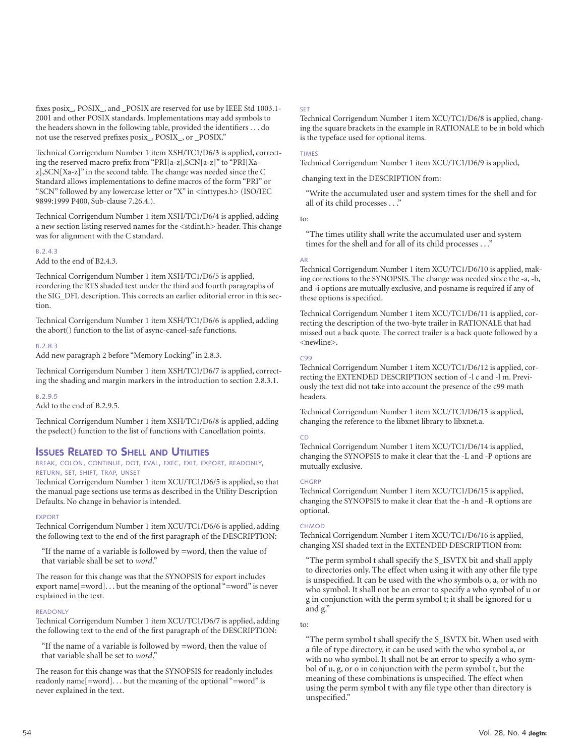fixes posix_, POSIX_, and _POSIX are reserved for use by IEEE Std 1003.1-2001 and other POSIX standards. Implementations may add symbols to the headers shown in the following table, provided the identifiers . . . do not use the reserved prefixes posix_, POSIX_, or _POSIX."

Technical Corrigendum Number 1 item XSH/TC1/D6/3 is applied, correcting the reserved macro prefix from "PRI[a-z],SCN[a-z]" to "PRI[Xa-z],SCN[Xa-z]" in the second table. The change was needed since the C Standard allows implementations to define macros of the form "PRI" or "SCN" followed by any lowercase letter or "X" in <inttypes.h> (ISO/IEC 9899:1999 P400, Sub-clause 7.26.4.).

Technical Corrigendum Number 1 item XSH/TC1/D6/4 is applied, adding a new section listing reserved names for the <stdint.h> header. This change was for alignment with the C standard.

#### B.2.4.3

Add to the end of B2.4.3.

Technical Corrigendum Number 1 item XSH/TC1/D6/5 is applied, reordering the RTS shaded text under the third and fourth paragraphs of the SIG_DFL description. This corrects an earlier editorial error in this section.

Technical Corrigendum Number 1 item XSH/TC1/D6/6 is applied, adding the abort() function to the list of async-cancel-safe functions.

#### B.2.8.3

Add new paragraph 2 before "Memory Locking" in 2.8.3.

Technical Corrigendum Number 1 item XSH/TC1/D6/7 is applied, correcting the shading and margin markers in the introduction to section 2.8.3.1.

#### B.2.9.5

Add to the end of B.2.9.5.

Technical Corrigendum Number 1 item XSH/TC1/D6/8 is applied, adding the pselect() function to the list of functions with Cancellation points.

## Issues Related to Shell and Utilities

#### break, colon, continue, dot, eval, exec, exit, export, readonly, return, set, shift, trap, unset

Technical Corrigendum Number 1 item XCU/TC1/D6/5 is applied, so that the manual page sections use terms as described in the Utility Description Defaults. No change in behavior is intended.

#### export

Technical Corrigendum Number 1 item XCU/TC1/D6/6 is applied, adding the following text to the end of the first paragraph of the DESCRIPTION:

> "If the name of a variable is followed by =word, then the value of that variable shall be set to *word*."

The reason for this change was that the SYNOPSIS for export includes export name[=word]. . . but the meaning of the optional "=word" is never explained in the text.

#### readonly

Technical Corrigendum Number 1 item XCU/TC1/D6/7 is applied, adding the following text to the end of the first paragraph of the DESCRIPTION:

> "If the name of a variable is followed by =word, then the value of that variable shall be set to *word*."

The reason for this change was that the SYNOPSIS for readonly includes readonly name[=word]. . . but the meaning of the optional "=word" is never explained in the text.

#### set

Technical Corrigendum Number 1 item XCU/TC1/D6/8 is applied, changing the square brackets in the example in RATIONALE to be in bold which is the typeface used for optional items.

#### times

Technical Corrigendum Number 1 item XCU/TC1/D6/9 is applied,

changing text in the DESCRIPTION from:

> "Write the accumulated user and system times for the shell and for all of its child processes . . ."

to:

> "The times utility shall write the accumulated user and system times for the shell and for all of its child processes . . ."

#### ar

Technical Corrigendum Number 1 item XCU/TC1/D6/10 is applied, making corrections to the SYNOPSIS. The change was needed since the -a, -b, and -i options are mutually exclusive, and posname is required if any of these options is specified.

Technical Corrigendum Number 1 item XCU/TC1/D6/11 is applied, correcting the description of the two-byte trailer in RATIONALE that had missed out a back quote. The correct trailer is a back quote followed by a <newline>.

#### c99

Technical Corrigendum Number 1 item XCU/TC1/D6/12 is applied, correcting the EXTENDED DESCRIPTION section of -l c and -l m. Previously the text did not take into account the presence of the c99 math headers.

Technical Corrigendum Number 1 item XCU/TC1/D6/13 is applied, changing the reference to the libxnet library to libxnet.a.

#### cd

Technical Corrigendum Number 1 item XCU/TC1/D6/14 is applied, changing the SYNOPSIS to make it clear that the -L and -P options are mutually exclusive.

#### chgrp

Technical Corrigendum Number 1 item XCU/TC1/D6/15 is applied, changing the SYNOPSIS to make it clear that the -h and -R options are optional.

#### chmod

Technical Corrigendum Number 1 item XCU/TC1/D6/16 is applied, changing XSI shaded text in the EXTENDED DESCRIPTION from:

> "The perm symbol t shall specify the S_ISVTX bit and shall apply to directories only. The effect when using it with any other file type is unspecified. It can be used with the who symbols o, a, or with no who symbol. It shall not be an error to specify a who symbol of u or g in conjunction with the perm symbol t; it shall be ignored for u and g."

to:

> "The perm symbol t shall specify the S_ISVTX bit. When used with a file of type directory, it can be used with the who symbol a, or with no who symbol. It shall not be an error to specify a who symbol of u, g, or o in conjunction with the perm symbol t, but the meaning of these combinations is unspecified. The effect when using the perm symbol t with any file type other than directory is unspecified."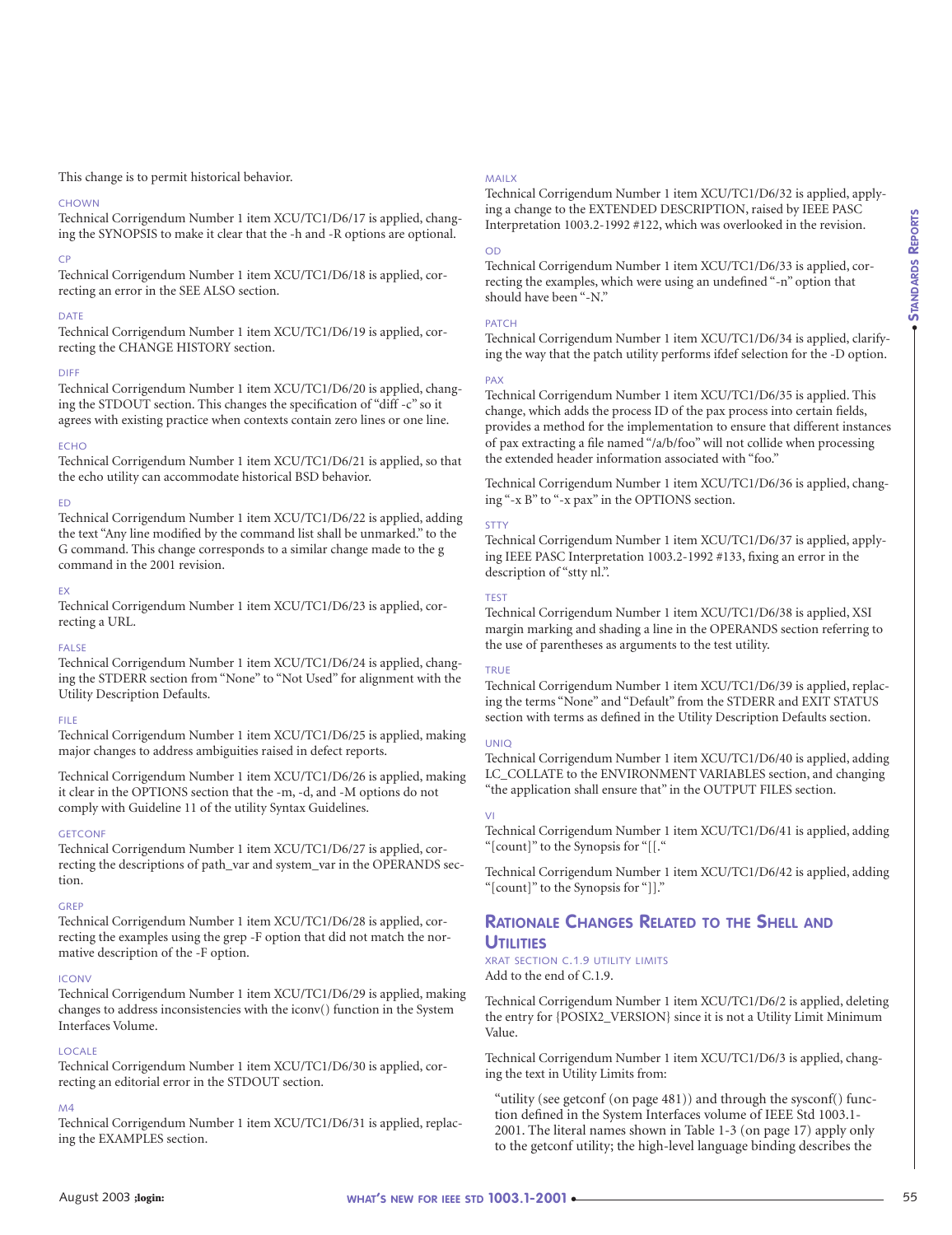This change is to permit historical behavior.

#### CHOWN

Technical Corrigendum Number 1 item XCU/TC1/D6/17 is applied, changing the SYNOPSIS to make it clear that the -h and -R options are optional.

#### CP

Technical Corrigendum Number 1 item XCU/TC1/D6/18 is applied, correcting an error in the SEE ALSO section.

#### DATE

Technical Corrigendum Number 1 item XCU/TC1/D6/19 is applied, correcting the CHANGE HISTORY section.

#### DIFF

Technical Corrigendum Number 1 item XCU/TC1/D6/20 is applied, changing the STDOUT section. This changes the specification of "diff -c" so it agrees with existing practice when contexts contain zero lines or one line.

#### ECHO

Technical Corrigendum Number 1 item XCU/TC1/D6/21 is applied, so that the echo utility can accommodate historical BSD behavior.

#### ED

Technical Corrigendum Number 1 item XCU/TC1/D6/22 is applied, adding the text "Any line modified by the command list shall be unmarked." to the G command. This change corresponds to a similar change made to the g command in the 2001 revision.

#### EX

Technical Corrigendum Number 1 item XCU/TC1/D6/23 is applied, correcting a URL.

#### FALSE

Technical Corrigendum Number 1 item XCU/TC1/D6/24 is applied, changing the STDERR section from "None" to "Not Used" for alignment with the Utility Description Defaults.

#### FILE

Technical Corrigendum Number 1 item XCU/TC1/D6/25 is applied, making major changes to address ambiguities raised in defect reports.

Technical Corrigendum Number 1 item XCU/TC1/D6/26 is applied, making it clear in the OPTIONS section that the -m, -d, and -M options do not comply with Guideline 11 of the utility Syntax Guidelines.

#### GETCONF

Technical Corrigendum Number 1 item XCU/TC1/D6/27 is applied, correcting the descriptions of path_var and system_var in the OPERANDS section.

#### GREP

Technical Corrigendum Number 1 item XCU/TC1/D6/28 is applied, correcting the examples using the grep -F option that did not match the normative description of the -F option.

#### ICONV

Technical Corrigendum Number 1 item XCU/TC1/D6/29 is applied, making changes to address inconsistencies with the iconv() function in the System Interfaces Volume.

#### LOCALE

Technical Corrigendum Number 1 item XCU/TC1/D6/30 is applied, correcting an editorial error in the STDOUT section.

#### M4

Technical Corrigendum Number 1 item XCU/TC1/D6/31 is applied, replacing the EXAMPLES section.

#### MAILX

Technical Corrigendum Number 1 item XCU/TC1/D6/32 is applied, applying a change to the EXTENDED DESCRIPTION, raised by IEEE PASC Interpretation 1003.2-1992 #122, which was overlooked in the revision.

#### OD

Technical Corrigendum Number 1 item XCU/TC1/D6/33 is applied, correcting the examples, which were using an undefined "-n" option that should have been "-N."

#### PATCH

Technical Corrigendum Number 1 item XCU/TC1/D6/34 is applied, clarifying the way that the patch utility performs ifdef selection for the -D option.

#### PAX

Technical Corrigendum Number 1 item XCU/TC1/D6/35 is applied. This change, which adds the process ID of the pax process into certain fields, provides a method for the implementation to ensure that different instances of pax extracting a file named "/a/b/foo" will not collide when processing the extended header information associated with "foo."

Technical Corrigendum Number 1 item XCU/TC1/D6/36 is applied, changing "-x B" to "-x pax" in the OPTIONS section.

#### STTY

Technical Corrigendum Number 1 item XCU/TC1/D6/37 is applied, applying IEEE PASC Interpretation 1003.2-1992 #133, fixing an error in the description of "stty nl.".

#### TEST

Technical Corrigendum Number 1 item XCU/TC1/D6/38 is applied, XSI margin marking and shading a line in the OPERANDS section referring to the use of parentheses as arguments to the test utility.

#### TRUE

Technical Corrigendum Number 1 item XCU/TC1/D6/39 is applied, replacing the terms "None" and "Default" from the STDERR and EXIT STATUS section with terms as defined in the Utility Description Defaults section.

#### UNIQ

Technical Corrigendum Number 1 item XCU/TC1/D6/40 is applied, adding LC_COLLATE to the ENVIRONMENT VARIABLES section, and changing "the application shall ensure that" in the OUTPUT FILES section.

#### VI

Technical Corrigendum Number 1 item XCU/TC1/D6/41 is applied, adding "[count]" to the Synopsis for "[[."

Technical Corrigendum Number 1 item XCU/TC1/D6/42 is applied, adding "[count]" to the Synopsis for "]]."

## Rationale Changes Related to the Shell and Utilities

#### XRAT SECTION C.1.9 UTILITY LIMITS

Add to the end of C.1.9.

Technical Corrigendum Number 1 item XCU/TC1/D6/2 is applied, deleting the entry for {POSIX2_VERSION} since it is not a Utility Limit Minimum Value.

Technical Corrigendum Number 1 item XCU/TC1/D6/3 is applied, changing the text in Utility Limits from:

> "utility (see getconf (on page 481)) and through the sysconf() function defined in the System Interfaces volume of IEEE Std 1003.1-2001. The literal names shown in Table 1-3 (on page 17) apply only to the getconf utility; the high-level language binding describes the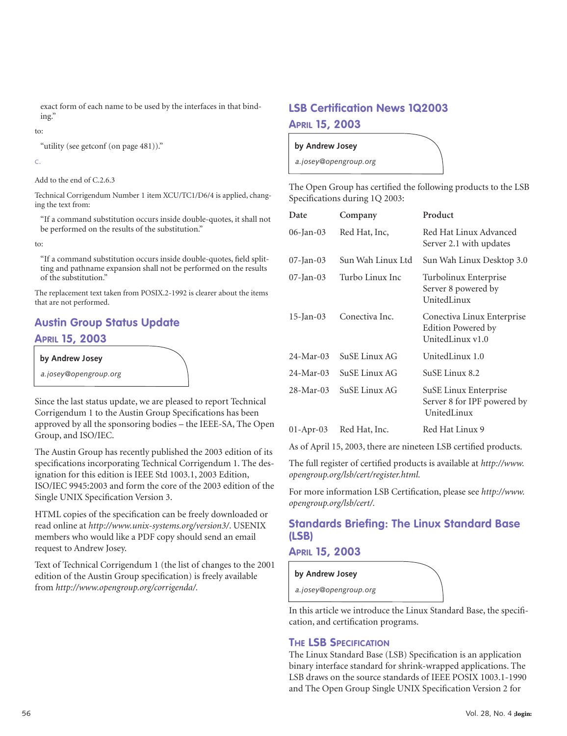exact form of each name to be used by the interfaces in that binding."

to:

"utility (see getconf (on page 481))."

c.

Add to the end of C.2.6.3

Technical Corrigendum Number 1 item XCU/TC1/D6/4 is applied, changing the text from:

"If a command substitution occurs inside double-quotes, it shall not be performed on the results of the substitution."

to:

"If a command substitution occurs inside double-quotes, field splitting and pathname expansion shall not be performed on the results of the substitution."

The replacement text taken from POSIX.2-1992 is clearer about the items that are not performed.

## Austin Group Status Update

### April 15, 2003

**by Andrew Josey**

*a.josey@opengroup.org*

Since the last status update, we are pleased to report Technical Corrigendum 1 to the Austin Group Specifications has been approved by all the sponsoring bodies – the IEEE-SA, The Open Group, and ISO/IEC.

The Austin Group has recently published the 2003 edition of its specifications incorporating Technical Corrigendum 1. The designation for this edition is IEEE Std 1003.1, 2003 Edition, ISO/IEC 9945:2003 and form the core of the 2003 edition of the Single UNIX Specification Version 3.

HTML copies of the specification can be freely downloaded or read online at *http://www.unix-systems.org/version3/*. USENIX members who would like a PDF copy should send an email request to Andrew Josey.

Text of Technical Corrigendum 1 (the list of changes to the 2001 edition of the Austin Group specification) is freely available from *http://www.opengroup.org/corrigenda/*.

## LSB Certification News 1Q2003

### April 15, 2003

**by Andrew Josey**

*a.josey@opengroup.org*

The Open Group has certified the following products to the LSB Specifications during 1Q 2003:

| Date | Company | Product |
|---|---|---|
| 06-Jan-03 | Red Hat, Inc, | Red Hat Linux Advanced Server 2.1 with updates |
| 07-Jan-03 | Sun Wah Linux Ltd | Sun Wah Linux Desktop 3.0 |
| 07-Jan-03 | Turbo Linux Inc | Turbolinux Enterprise Server 8 powered by UnitedLinux |
| 15-Jan-03 | Conectiva Inc. | Conectiva Linux Enterprise Edition Powered by UnitedLinux v1.0 |
| 24-Mar-03 | SuSE Linux AG | UnitedLinux 1.0 |
| 24-Mar-03 | SuSE Linux AG | SuSE Linux 8.2 |
| 28-Mar-03 | SuSE Linux AG | SuSE Linux Enterprise Server 8 for IPF powered by UnitedLinux |
| 01-Apr-03 | Red Hat, Inc. | Red Hat Linux 9 |

As of April 15, 2003, there are nineteen LSB certified products.

The full register of certified products is available at *http://www.opengroup.org/lsb/cert/register.html*.

For more information LSB Certification, please see *http://www.opengroup.org/lsb/cert/*.

## Standards Briefing: The Linux Standard Base (LSB)

### April 15, 2003

**by Andrew Josey**

*a.josey@opengroup.org*

In this article we introduce the Linux Standard Base, the specification, and certification programs.

### The LSB Specification

The Linux Standard Base (LSB) Specification is an application binary interface standard for shrink-wrapped applications. The LSB draws on the source standards of IEEE POSIX 1003.1-1990 and The Open Group Single UNIX Specification Version 2 for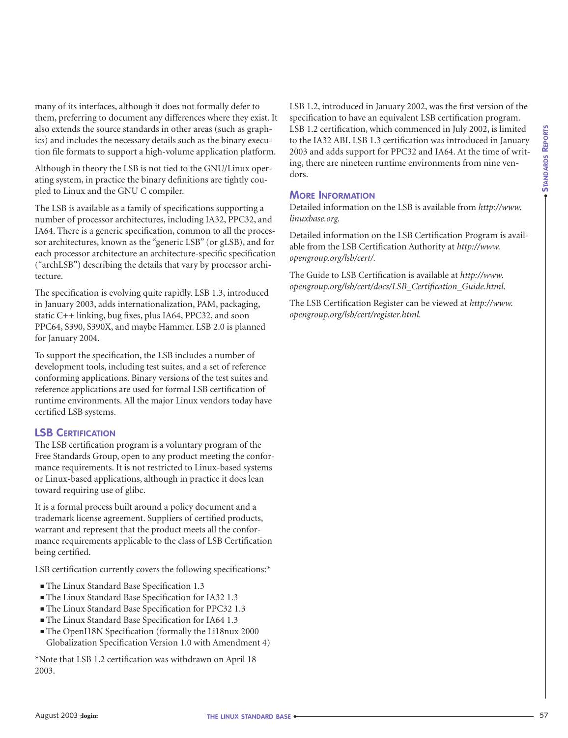many of its interfaces, although it does not formally defer to them, preferring to document any differences where they exist. It also extends the source standards in other areas (such as graphics) and includes the necessary details such as the binary execution file formats to support a high-volume application platform.

Although in theory the LSB is not tied to the GNU/Linux operating system, in practice the binary definitions are tightly coupled to Linux and the GNU C compiler.

The LSB is available as a family of specifications supporting a number of processor architectures, including IA32, PPC32, and IA64. There is a generic specification, common to all the processor architectures, known as the "generic LSB" (or gLSB), and for each processor architecture an architecture-specific specification ("archLSB") describing the details that vary by processor architecture.

The specification is evolving quite rapidly. LSB 1.3, introduced in January 2003, adds internationalization, PAM, packaging, static C++ linking, bug fixes, plus IA64, PPC32, and soon PPC64, S390, S390X, and maybe Hammer. LSB 2.0 is planned for January 2004.

To support the specification, the LSB includes a number of development tools, including test suites, and a set of reference conforming applications. Binary versions of the test suites and reference applications are used for formal LSB certification of runtime environments. All the major Linux vendors today have certified LSB systems.

## LSB Certification

The LSB certification program is a voluntary program of the Free Standards Group, open to any product meeting the conformance requirements. It is not restricted to Linux-based systems or Linux-based applications, although in practice it does lean toward requiring use of glibc.

It is a formal process built around a policy document and a trademark license agreement. Suppliers of certified products, warrant and represent that the product meets all the conformance requirements applicable to the class of LSB Certification being certified.

LSB certification currently covers the following specifications:*

- The Linux Standard Base Specification 1.3
- The Linux Standard Base Specification for IA32 1.3
- The Linux Standard Base Specification for PPC32 1.3
- The Linux Standard Base Specification for IA64 1.3
- The OpenI18N Specification (formally the Li18nux 2000 Globalization Specification Version 1.0 with Amendment 4)

*Note that LSB 1.2 certification was withdrawn on April 18 2003.

LSB 1.2, introduced in January 2002, was the first version of the specification to have an equivalent LSB certification program. LSB 1.2 certification, which commenced in July 2002, is limited to the IA32 ABI. LSB 1.3 certification was introduced in January 2003 and adds support for PPC32 and IA64. At the time of writing, there are nineteen runtime environments from nine vendors.

## More Information

Detailed information on the LSB is available from *http://www.linuxbase.org.*

Detailed information on the LSB Certification Program is available from the LSB Certification Authority at *http://www.opengroup.org/lsb/cert/.*

The Guide to LSB Certification is available at *http://www.opengroup.org/lsb/cert/docs/LSB_Certification_Guide.html.*

The LSB Certification Register can be viewed at *http://www.opengroup.org/lsb/cert/register.html.*